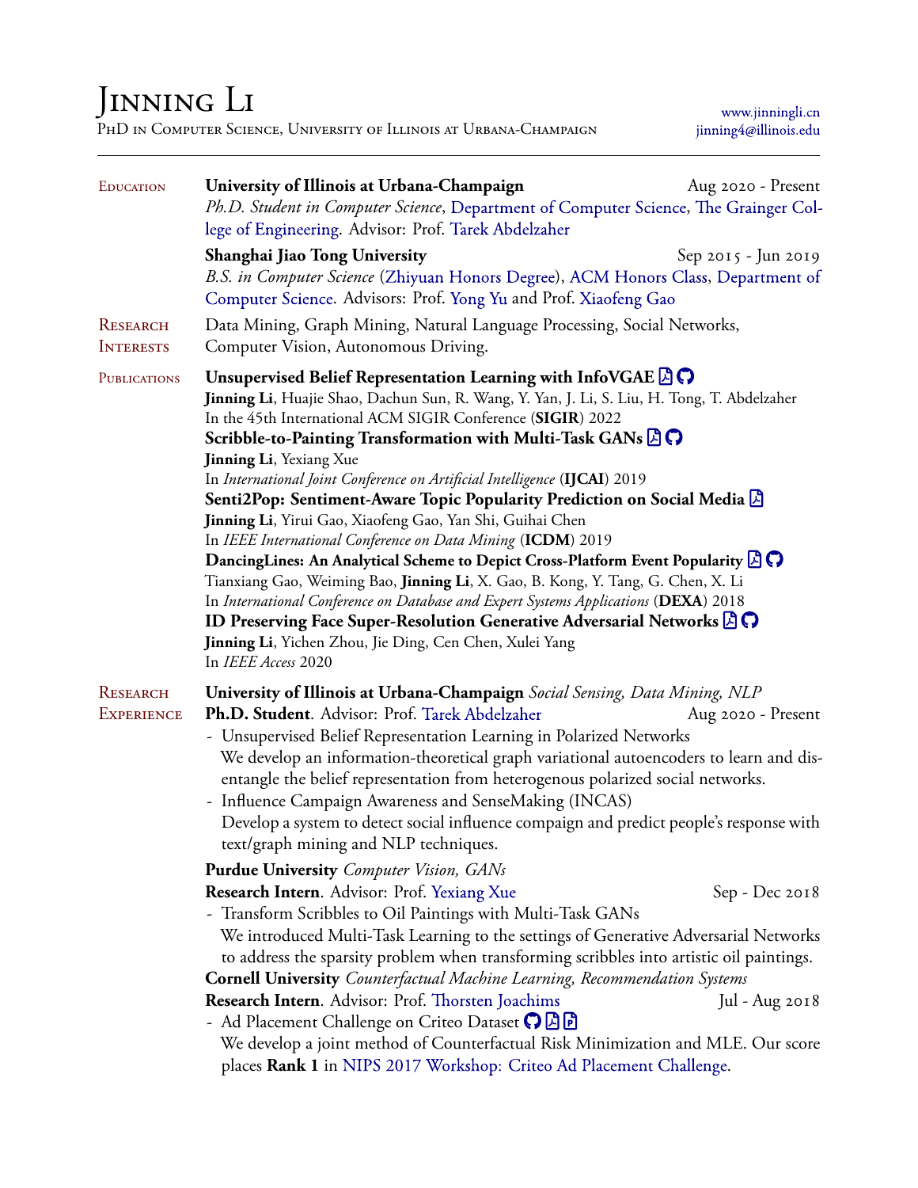# Jinning Li

PhD in Computer Science, University of Illinois at Urbana-Champaign

www.jinningli.cn
jinning4@illinois.edu

## Education

**University of Illinois at Urbana-Champaign** — Aug 2020 - Present
*Ph.D. Student in Computer Science*, Department of Computer Science, The Grainger College of Engineering. Advisor: Prof. Tarek Abdelzaher

**Shanghai Jiao Tong University** — Sep 2015 - Jun 2019
*B.S. in Computer Science* (Zhiyuan Honors Degree), ACM Honors Class, Department of Computer Science. Advisors: Prof. Yong Yu and Prof. Xiaofeng Gao

## Research Interests

Data Mining, Graph Mining, Natural Language Processing, Social Networks, Computer Vision, Autonomous Driving.

## Publications

**Unsupervised Belief Representation Learning with InfoVGAE**
**Jinning Li**, Huajie Shao, Dachun Sun, R. Wang, Y. Yan, J. Li, S. Liu, H. Tong, T. Abdelzaher
In the 45th International ACM SIGIR Conference (**SIGIR**) 2022

**Scribble-to-Painting Transformation with Multi-Task GANs**
**Jinning Li**, Yexiang Xue
In *International Joint Conference on Artificial Intelligence* (**IJCAI**) 2019

**Senti2Pop: Sentiment-Aware Topic Popularity Prediction on Social Media**
**Jinning Li**, Yirui Gao, Xiaofeng Gao, Yan Shi, Guihai Chen
In *IEEE International Conference on Data Mining* (**ICDM**) 2019

**DancingLines: An Analytical Scheme to Depict Cross-Platform Event Popularity**
Tianxiang Gao, Weiming Bao, **Jinning Li**, X. Gao, B. Kong, Y. Tang, G. Chen, X. Li
In *International Conference on Database and Expert Systems Applications* (**DEXA**) 2018

**ID Preserving Face Super-Resolution Generative Adversarial Networks**
**Jinning Li**, Yichen Zhou, Jie Ding, Cen Chen, Xulei Yang
In *IEEE Access* 2020

## Research Experience

**University of Illinois at Urbana-Champaign** *Social Sensing, Data Mining, NLP*
**Ph.D. Student**. Advisor: Prof. Tarek Abdelzaher — Aug 2020 - Present

- Unsupervised Belief Representation Learning in Polarized Networks
  We develop an information-theoretical graph variational autoencoders to learn and disentangle the belief representation from heterogenous polarized social networks.
- Influence Campaign Awareness and SenseMaking (INCAS)
  Develop a system to detect social influence compaign and predict people's response with text/graph mining and NLP techniques.

**Purdue University** *Computer Vision, GANs*
**Research Intern**. Advisor: Prof. Yexiang Xue — Sep - Dec 2018

- Transform Scribbles to Oil Paintings with Multi-Task GANs
  We introduced Multi-Task Learning to the settings of Generative Adversarial Networks to address the sparsity problem when transforming scribbles into artistic oil paintings.

**Cornell University** *Counterfactual Machine Learning, Recommendation Systems*
**Research Intern**. Advisor: Prof. Thorsten Joachims — Jul - Aug 2018

- Ad Placement Challenge on Criteo Dataset
  We develop a joint method of Counterfactual Risk Minimization and MLE. Our score places **Rank 1** in NIPS 2017 Workshop: Criteo Ad Placement Challenge.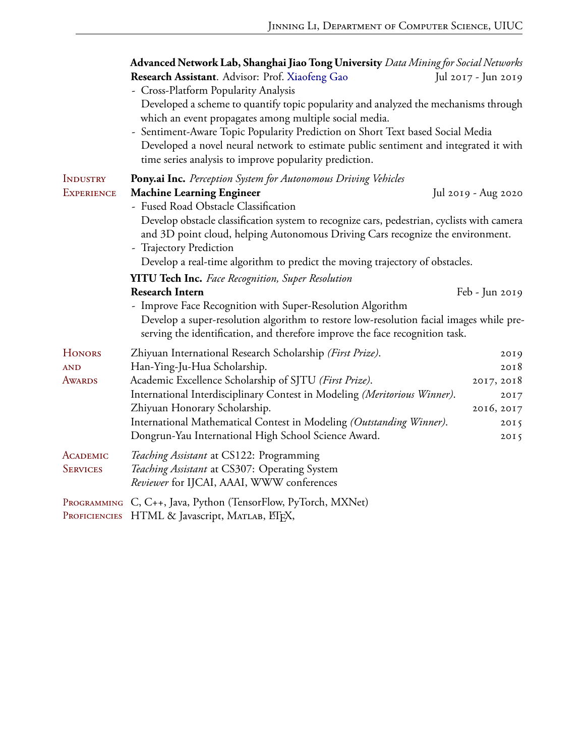**Advanced Network Lab, Shanghai Jiao Tong University** *Data Mining for Social Networks*
**Research Assistant**. Advisor: Prof. Xiaofeng Gao — Jul 2017 - Jun 2019

- Cross-Platform Popularity Analysis
  Developed a scheme to quantify topic popularity and analyzed the mechanisms through which an event propagates among multiple social media.
- Sentiment-Aware Topic Popularity Prediction on Short Text based Social Media
  Developed a novel neural network to estimate public sentiment and integrated it with time series analysis to improve popularity prediction.

## Industry Experience

**Pony.ai Inc.** *Perception System for Autonomous Driving Vehicles*
**Machine Learning Engineer** — Jul 2019 - Aug 2020

- Fused Road Obstacle Classification
  Develop obstacle classification system to recognize cars, pedestrian, cyclists with camera and 3D point cloud, helping Autonomous Driving Cars recognize the environment.
- Trajectory Prediction
  Develop a real-time algorithm to predict the moving trajectory of obstacles.

**YITU Tech Inc.** *Face Recognition, Super Resolution*
**Research Intern** — Feb - Jun 2019

- Improve Face Recognition with Super-Resolution Algorithm
  Develop a super-resolution algorithm to restore low-resolution facial images while preserving the identification, and therefore improve the face recognition task.

## Honors and Awards

| | |
|---|---|
| Zhiyuan International Research Scholarship *(First Prize)*. | 2019 |
| Han-Ying-Ju-Hua Scholarship. | 2018 |
| Academic Excellence Scholarship of SJTU *(First Prize)*. | 2017, 2018 |
| International Interdisciplinary Contest in Modeling *(Meritorious Winner)*. | 2017 |
| Zhiyuan Honorary Scholarship. | 2016, 2017 |
| International Mathematical Contest in Modeling *(Outstanding Winner)*. | 2015 |
| Dongrun-Yau International High School Science Award. | 2015 |

## Academic Services

*Teaching Assistant* at CS122: Programming
*Teaching Assistant* at CS307: Operating System
*Reviewer* for IJCAI, AAAI, WWW conferences

## Programming Proficiencies

C, C++, Java, Python (TensorFlow, PyTorch, MXNet)
HTML & Javascript, Matlab, LaTeX,